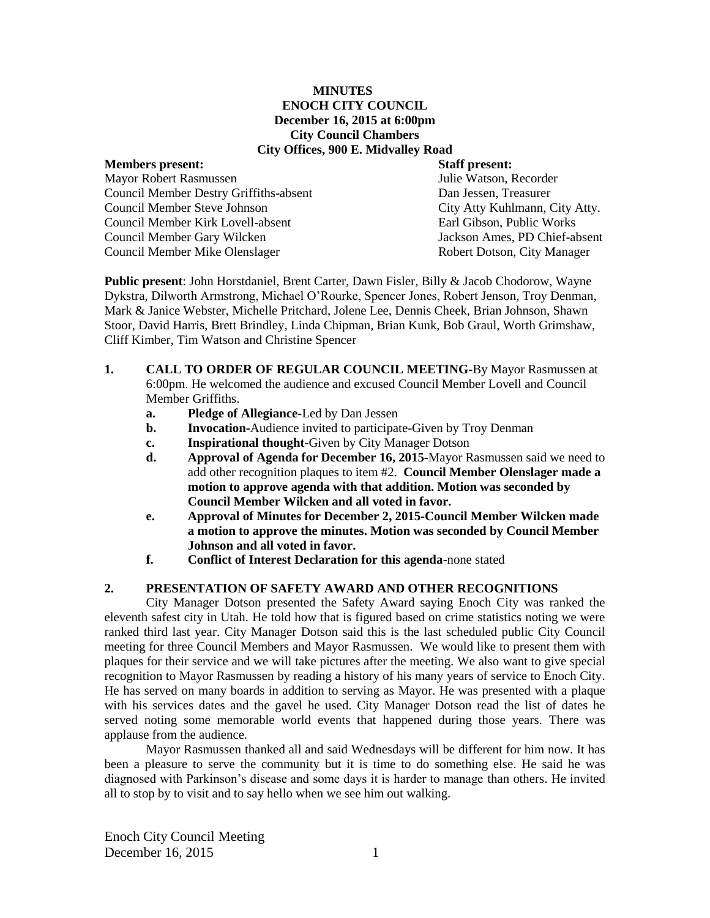**MINUTES**
**ENOCH CITY COUNCIL**
**December 16, 2015 at 6:00pm**
**City Council Chambers**
**City Offices, 900 E. Midvalley Road**

| **Members present:** | **Staff present:** |
| --- | --- |
| Mayor Robert Rasmussen | Julie Watson, Recorder |
| Council Member Destry Griffiths-absent | Dan Jessen, Treasurer |
| Council Member Steve Johnson | City Atty Kuhlmann, City Atty. |
| Council Member Kirk Lovell-absent | Earl Gibson, Public Works |
| Council Member Gary Wilcken | Jackson Ames, PD Chief-absent |
| Council Member Mike Olenslager | Robert Dotson, City Manager |

**Public present**: John Horstdaniel, Brent Carter, Dawn Fisler, Billy & Jacob Chodorow, Wayne Dykstra, Dilworth Armstrong, Michael O'Rourke, Spencer Jones, Robert Jenson, Troy Denman, Mark & Janice Webster, Michelle Pritchard, Jolene Lee, Dennis Cheek, Brian Johnson, Shawn Stoor, David Harris, Brett Brindley, Linda Chipman, Brian Kunk, Bob Graul, Worth Grimshaw, Cliff Kimber, Tim Watson and Christine Spencer

1. **CALL TO ORDER OF REGULAR COUNCIL MEETING**-By Mayor Rasmussen at 6:00pm. He welcomed the audience and excused Council Member Lovell and Council Member Griffiths.
   a. **Pledge of Allegiance**-Led by Dan Jessen
   b. **Invocation**-Audience invited to participate-Given by Troy Denman
   c. **Inspirational thought**-Given by City Manager Dotson
   d. **Approval of Agenda for December 16, 2015**-Mayor Rasmussen said we need to add other recognition plaques to item #2. **Council Member Olenslager made a motion to approve agenda with that addition. Motion was seconded by Council Member Wilcken and all voted in favor.**
   e. **Approval of Minutes for December 2, 2015-Council Member Wilcken made a motion to approve the minutes. Motion was seconded by Council Member Johnson and all voted in favor.**
   f. **Conflict of Interest Declaration for this agenda**-none stated

2. **PRESENTATION OF SAFETY AWARD AND OTHER RECOGNITIONS**

City Manager Dotson presented the Safety Award saying Enoch City was ranked the eleventh safest city in Utah. He told how that is figured based on crime statistics noting we were ranked third last year. City Manager Dotson said this is the last scheduled public City Council meeting for three Council Members and Mayor Rasmussen. We would like to present them with plaques for their service and we will take pictures after the meeting. We also want to give special recognition to Mayor Rasmussen by reading a history of his many years of service to Enoch City. He has served on many boards in addition to serving as Mayor. He was presented with a plaque with his services dates and the gavel he used. City Manager Dotson read the list of dates he served noting some memorable world events that happened during those years. There was applause from the audience.

Mayor Rasmussen thanked all and said Wednesdays will be different for him now. It has been a pleasure to serve the community but it is time to do something else. He said he was diagnosed with Parkinson's disease and some days it is harder to manage than others. He invited all to stop by to visit and to say hello when we see him out walking.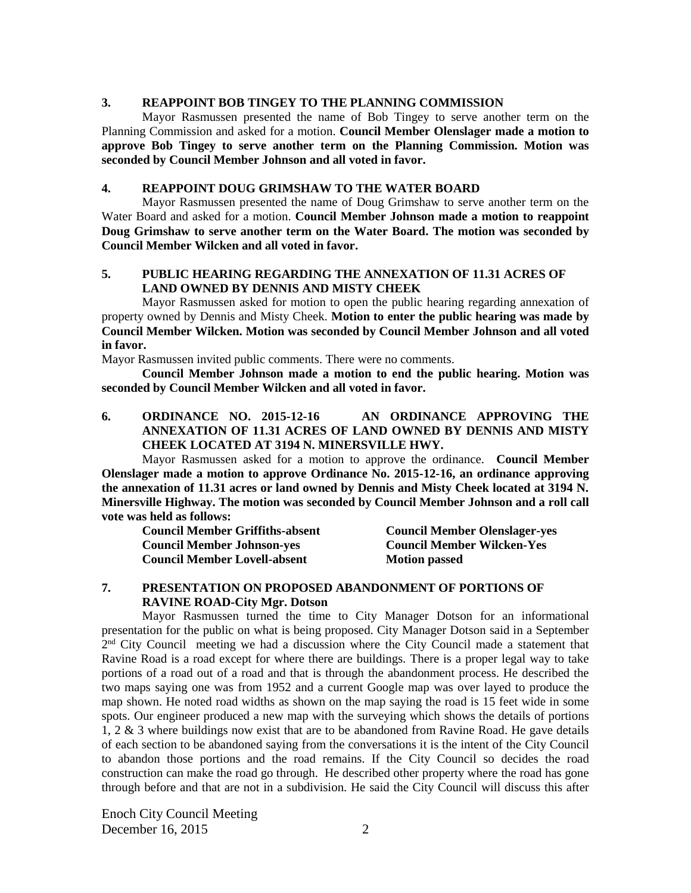### 3. REAPPOINT BOB TINGEY TO THE PLANNING COMMISSION

Mayor Rasmussen presented the name of Bob Tingey to serve another term on the Planning Commission and asked for a motion. **Council Member Olenslager made a motion to approve Bob Tingey to serve another term on the Planning Commission. Motion was seconded by Council Member Johnson and all voted in favor.**

### 4. REAPPOINT DOUG GRIMSHAW TO THE WATER BOARD

Mayor Rasmussen presented the name of Doug Grimshaw to serve another term on the Water Board and asked for a motion. **Council Member Johnson made a motion to reappoint Doug Grimshaw to serve another term on the Water Board. The motion was seconded by Council Member Wilcken and all voted in favor.**

### 5. PUBLIC HEARING REGARDING THE ANNEXATION OF 11.31 ACRES OF LAND OWNED BY DENNIS AND MISTY CHEEK

Mayor Rasmussen asked for motion to open the public hearing regarding annexation of property owned by Dennis and Misty Cheek. **Motion to enter the public hearing was made by Council Member Wilcken. Motion was seconded by Council Member Johnson and all voted in favor.**

Mayor Rasmussen invited public comments. There were no comments.

**Council Member Johnson made a motion to end the public hearing. Motion was seconded by Council Member Wilcken and all voted in favor.**

### 6. ORDINANCE NO. 2015-12-16 AN ORDINANCE APPROVING THE ANNEXATION OF 11.31 ACRES OF LAND OWNED BY DENNIS AND MISTY CHEEK LOCATED AT 3194 N. MINERSVILLE HWY.

Mayor Rasmussen asked for a motion to approve the ordinance. **Council Member Olenslager made a motion to approve Ordinance No. 2015-12-16, an ordinance approving the annexation of 11.31 acres or land owned by Dennis and Misty Cheek located at 3194 N. Minersville Highway. The motion was seconded by Council Member Johnson and a roll call vote was held as follows:**

| | |
|---|---|
| **Council Member Griffiths-absent** | **Council Member Olenslager-yes** |
| **Council Member Johnson-yes** | **Council Member Wilcken-Yes** |
| **Council Member Lovell-absent** | **Motion passed** |

### 7. PRESENTATION ON PROPOSED ABANDONMENT OF PORTIONS OF RAVINE ROAD-City Mgr. Dotson

Mayor Rasmussen turned the time to City Manager Dotson for an informational presentation for the public on what is being proposed. City Manager Dotson said in a September 2nd City Council meeting we had a discussion where the City Council made a statement that Ravine Road is a road except for where there are buildings. There is a proper legal way to take portions of a road out of a road and that is through the abandonment process. He described the two maps saying one was from 1952 and a current Google map was over layed to produce the map shown. He noted road widths as shown on the map saying the road is 15 feet wide in some spots. Our engineer produced a new map with the surveying which shows the details of portions 1, 2 & 3 where buildings now exist that are to be abandoned from Ravine Road. He gave details of each section to be abandoned saying from the conversations it is the intent of the City Council to abandon those portions and the road remains. If the City Council so decides the road construction can make the road go through. He described other property where the road has gone through before and that are not in a subdivision. He said the City Council will discuss this after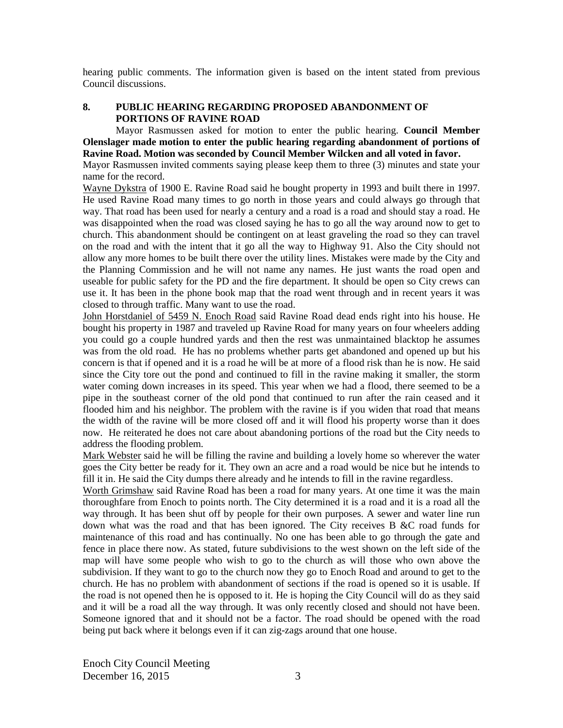hearing public comments. The information given is based on the intent stated from previous Council discussions.

**8. PUBLIC HEARING REGARDING PROPOSED ABANDONMENT OF PORTIONS OF RAVINE ROAD**

Mayor Rasmussen asked for motion to enter the public hearing. **Council Member Olenslager made motion to enter the public hearing regarding abandonment of portions of Ravine Road. Motion was seconded by Council Member Wilcken and all voted in favor.**

Mayor Rasmussen invited comments saying please keep them to three (3) minutes and state your name for the record.

Wayne Dykstra of 1900 E. Ravine Road said he bought property in 1993 and built there in 1997. He used Ravine Road many times to go north in those years and could always go through that way. That road has been used for nearly a century and a road is a road and should stay a road. He was disappointed when the road was closed saying he has to go all the way around now to get to church. This abandonment should be contingent on at least graveling the road so they can travel on the road and with the intent that it go all the way to Highway 91. Also the City should not allow any more homes to be built there over the utility lines. Mistakes were made by the City and the Planning Commission and he will not name any names. He just wants the road open and useable for public safety for the PD and the fire department. It should be open so City crews can use it. It has been in the phone book map that the road went through and in recent years it was closed to through traffic. Many want to use the road.

John Horstdaniel of 5459 N. Enoch Road said Ravine Road dead ends right into his house. He bought his property in 1987 and traveled up Ravine Road for many years on four wheelers adding you could go a couple hundred yards and then the rest was unmaintained blacktop he assumes was from the old road. He has no problems whether parts get abandoned and opened up but his concern is that if opened and it is a road he will be at more of a flood risk than he is now. He said since the City tore out the pond and continued to fill in the ravine making it smaller, the storm water coming down increases in its speed. This year when we had a flood, there seemed to be a pipe in the southeast corner of the old pond that continued to run after the rain ceased and it flooded him and his neighbor. The problem with the ravine is if you widen that road that means the width of the ravine will be more closed off and it will flood his property worse than it does now. He reiterated he does not care about abandoning portions of the road but the City needs to address the flooding problem.

Mark Webster said he will be filling the ravine and building a lovely home so wherever the water goes the City better be ready for it. They own an acre and a road would be nice but he intends to fill it in. He said the City dumps there already and he intends to fill in the ravine regardless.

Worth Grimshaw said Ravine Road has been a road for many years. At one time it was the main thoroughfare from Enoch to points north. The City determined it is a road and it is a road all the way through. It has been shut off by people for their own purposes. A sewer and water line run down what was the road and that has been ignored. The City receives B &C road funds for maintenance of this road and has continually. No one has been able to go through the gate and fence in place there now. As stated, future subdivisions to the west shown on the left side of the map will have some people who wish to go to the church as will those who own above the subdivision. If they want to go to the church now they go to Enoch Road and around to get to the church. He has no problem with abandonment of sections if the road is opened so it is usable. If the road is not opened then he is opposed to it. He is hoping the City Council will do as they said and it will be a road all the way through. It was only recently closed and should not have been. Someone ignored that and it should not be a factor. The road should be opened with the road being put back where it belongs even if it can zig-zags around that one house.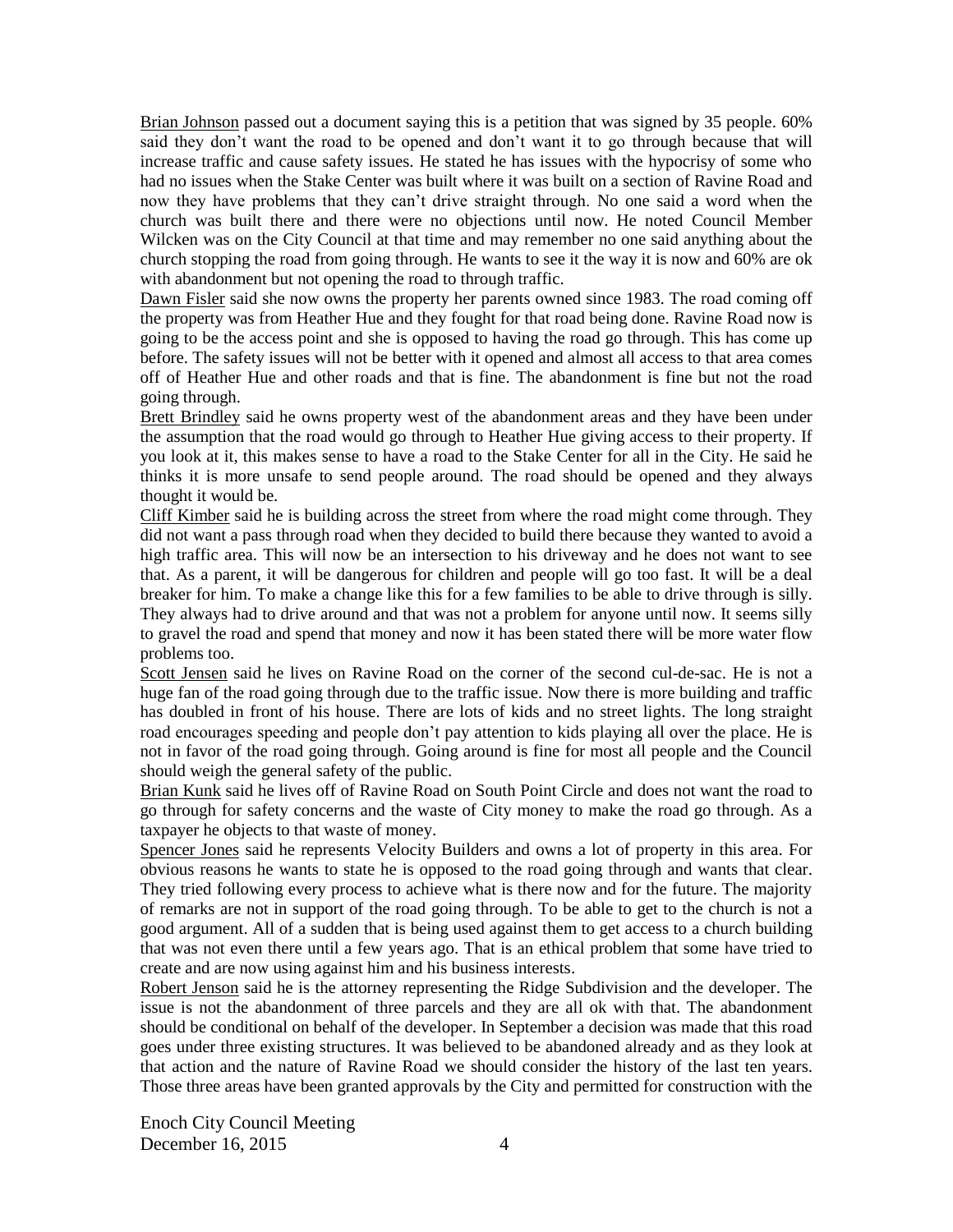Brian Johnson passed out a document saying this is a petition that was signed by 35 people. 60% said they don't want the road to be opened and don't want it to go through because that will increase traffic and cause safety issues. He stated he has issues with the hypocrisy of some who had no issues when the Stake Center was built where it was built on a section of Ravine Road and now they have problems that they can't drive straight through. No one said a word when the church was built there and there were no objections until now. He noted Council Member Wilcken was on the City Council at that time and may remember no one said anything about the church stopping the road from going through. He wants to see it the way it is now and 60% are ok with abandonment but not opening the road to through traffic.

Dawn Fisler said she now owns the property her parents owned since 1983. The road coming off the property was from Heather Hue and they fought for that road being done. Ravine Road now is going to be the access point and she is opposed to having the road go through. This has come up before. The safety issues will not be better with it opened and almost all access to that area comes off of Heather Hue and other roads and that is fine. The abandonment is fine but not the road going through.

Brett Brindley said he owns property west of the abandonment areas and they have been under the assumption that the road would go through to Heather Hue giving access to their property. If you look at it, this makes sense to have a road to the Stake Center for all in the City. He said he thinks it is more unsafe to send people around. The road should be opened and they always thought it would be.

Cliff Kimber said he is building across the street from where the road might come through. They did not want a pass through road when they decided to build there because they wanted to avoid a high traffic area. This will now be an intersection to his driveway and he does not want to see that. As a parent, it will be dangerous for children and people will go too fast. It will be a deal breaker for him. To make a change like this for a few families to be able to drive through is silly. They always had to drive around and that was not a problem for anyone until now. It seems silly to gravel the road and spend that money and now it has been stated there will be more water flow problems too.

Scott Jensen said he lives on Ravine Road on the corner of the second cul-de-sac. He is not a huge fan of the road going through due to the traffic issue. Now there is more building and traffic has doubled in front of his house. There are lots of kids and no street lights. The long straight road encourages speeding and people don't pay attention to kids playing all over the place. He is not in favor of the road going through. Going around is fine for most all people and the Council should weigh the general safety of the public.

Brian Kunk said he lives off of Ravine Road on South Point Circle and does not want the road to go through for safety concerns and the waste of City money to make the road go through. As a taxpayer he objects to that waste of money.

Spencer Jones said he represents Velocity Builders and owns a lot of property in this area. For obvious reasons he wants to state he is opposed to the road going through and wants that clear. They tried following every process to achieve what is there now and for the future. The majority of remarks are not in support of the road going through. To be able to get to the church is not a good argument. All of a sudden that is being used against them to get access to a church building that was not even there until a few years ago. That is an ethical problem that some have tried to create and are now using against him and his business interests.

Robert Jenson said he is the attorney representing the Ridge Subdivision and the developer. The issue is not the abandonment of three parcels and they are all ok with that. The abandonment should be conditional on behalf of the developer. In September a decision was made that this road goes under three existing structures. It was believed to be abandoned already and as they look at that action and the nature of Ravine Road we should consider the history of the last ten years. Those three areas have been granted approvals by the City and permitted for construction with the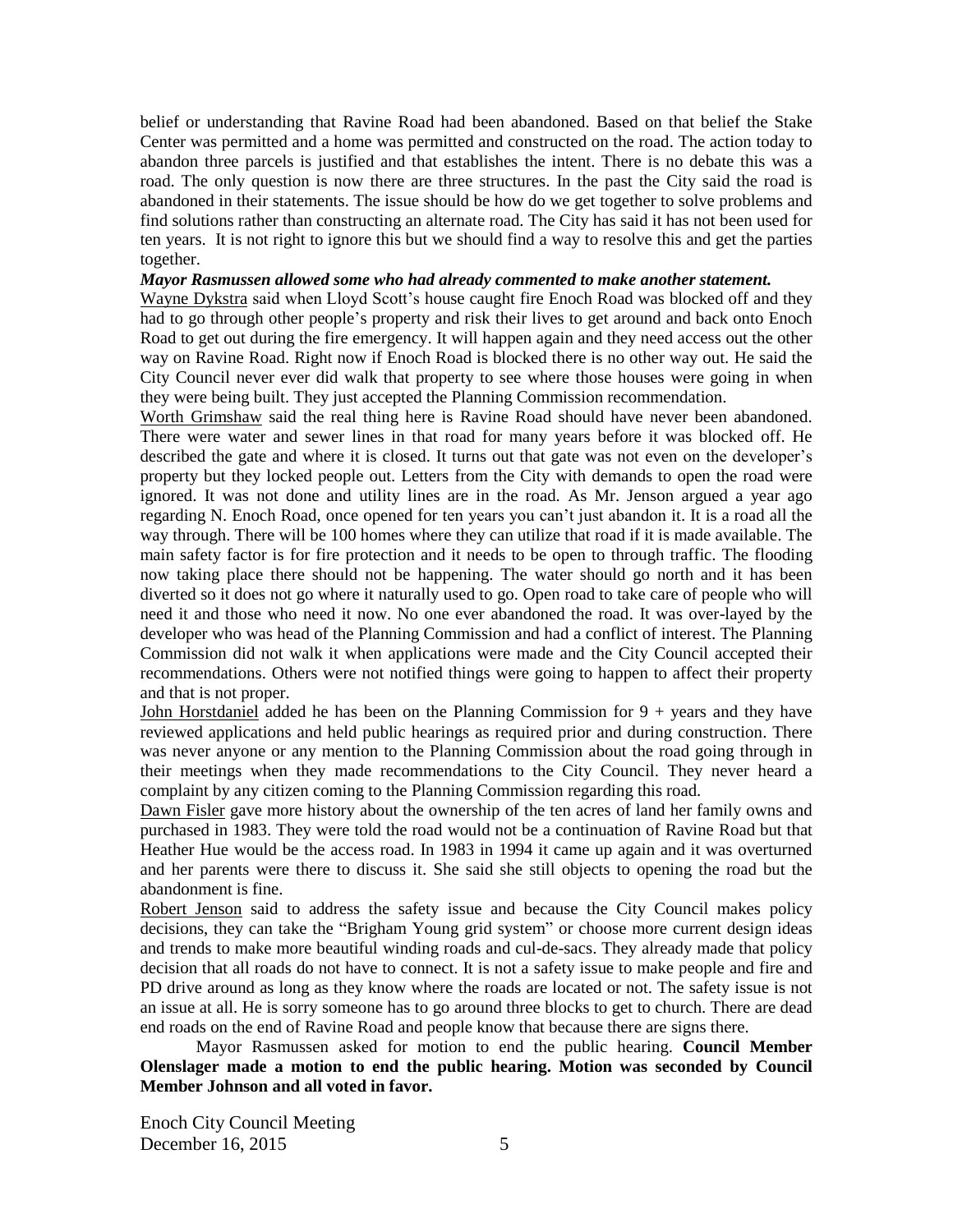belief or understanding that Ravine Road had been abandoned. Based on that belief the Stake Center was permitted and a home was permitted and constructed on the road. The action today to abandon three parcels is justified and that establishes the intent. There is no debate this was a road. The only question is now there are three structures. In the past the City said the road is abandoned in their statements. The issue should be how do we get together to solve problems and find solutions rather than constructing an alternate road. The City has said it has not been used for ten years. It is not right to ignore this but we should find a way to resolve this and get the parties together.

***Mayor Rasmussen allowed some who had already commented to make another statement.***

Wayne Dykstra said when Lloyd Scott's house caught fire Enoch Road was blocked off and they had to go through other people's property and risk their lives to get around and back onto Enoch Road to get out during the fire emergency. It will happen again and they need access out the other way on Ravine Road. Right now if Enoch Road is blocked there is no other way out. He said the City Council never ever did walk that property to see where those houses were going in when they were being built. They just accepted the Planning Commission recommendation.

Worth Grimshaw said the real thing here is Ravine Road should have never been abandoned. There were water and sewer lines in that road for many years before it was blocked off. He described the gate and where it is closed. It turns out that gate was not even on the developer's property but they locked people out. Letters from the City with demands to open the road were ignored. It was not done and utility lines are in the road. As Mr. Jenson argued a year ago regarding N. Enoch Road, once opened for ten years you can't just abandon it. It is a road all the way through. There will be 100 homes where they can utilize that road if it is made available. The main safety factor is for fire protection and it needs to be open to through traffic. The flooding now taking place there should not be happening. The water should go north and it has been diverted so it does not go where it naturally used to go. Open road to take care of people who will need it and those who need it now. No one ever abandoned the road. It was over-layed by the developer who was head of the Planning Commission and had a conflict of interest. The Planning Commission did not walk it when applications were made and the City Council accepted their recommendations. Others were not notified things were going to happen to affect their property and that is not proper.

John Horstdaniel added he has been on the Planning Commission for 9 + years and they have reviewed applications and held public hearings as required prior and during construction. There was never anyone or any mention to the Planning Commission about the road going through in their meetings when they made recommendations to the City Council. They never heard a complaint by any citizen coming to the Planning Commission regarding this road.

Dawn Fisler gave more history about the ownership of the ten acres of land her family owns and purchased in 1983. They were told the road would not be a continuation of Ravine Road but that Heather Hue would be the access road. In 1983 in 1994 it came up again and it was overturned and her parents were there to discuss it. She said she still objects to opening the road but the abandonment is fine.

Robert Jenson said to address the safety issue and because the City Council makes policy decisions, they can take the "Brigham Young grid system" or choose more current design ideas and trends to make more beautiful winding roads and cul-de-sacs. They already made that policy decision that all roads do not have to connect. It is not a safety issue to make people and fire and PD drive around as long as they know where the roads are located or not. The safety issue is not an issue at all. He is sorry someone has to go around three blocks to get to church. There are dead end roads on the end of Ravine Road and people know that because there are signs there.

Mayor Rasmussen asked for motion to end the public hearing. **Council Member Olenslager made a motion to end the public hearing. Motion was seconded by Council Member Johnson and all voted in favor.**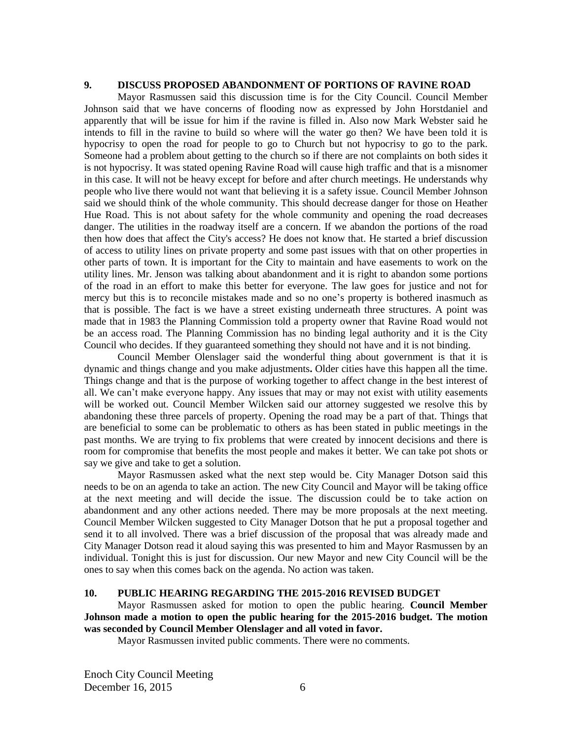## 9. DISCUSS PROPOSED ABANDONMENT OF PORTIONS OF RAVINE ROAD

Mayor Rasmussen said this discussion time is for the City Council. Council Member Johnson said that we have concerns of flooding now as expressed by John Horstdaniel and apparently that will be issue for him if the ravine is filled in. Also now Mark Webster said he intends to fill in the ravine to build so where will the water go then? We have been told it is hypocrisy to open the road for people to go to Church but not hypocrisy to go to the park. Someone had a problem about getting to the church so if there are not complaints on both sides it is not hypocrisy. It was stated opening Ravine Road will cause high traffic and that is a misnomer in this case. It will not be heavy except for before and after church meetings. He understands why people who live there would not want that believing it is a safety issue. Council Member Johnson said we should think of the whole community. This should decrease danger for those on Heather Hue Road. This is not about safety for the whole community and opening the road decreases danger. The utilities in the roadway itself are a concern. If we abandon the portions of the road then how does that affect the City's access? He does not know that. He started a brief discussion of access to utility lines on private property and some past issues with that on other properties in other parts of town. It is important for the City to maintain and have easements to work on the utility lines. Mr. Jenson was talking about abandonment and it is right to abandon some portions of the road in an effort to make this better for everyone. The law goes for justice and not for mercy but this is to reconcile mistakes made and so no one's property is bothered inasmuch as that is possible. The fact is we have a street existing underneath three structures. A point was made that in 1983 the Planning Commission told a property owner that Ravine Road would not be an access road. The Planning Commission has no binding legal authority and it is the City Council who decides. If they guaranteed something they should not have and it is not binding.

Council Member Olenslager said the wonderful thing about government is that it is dynamic and things change and you make adjustments**.** Older cities have this happen all the time. Things change and that is the purpose of working together to affect change in the best interest of all. We can't make everyone happy. Any issues that may or may not exist with utility easements will be worked out. Council Member Wilcken said our attorney suggested we resolve this by abandoning these three parcels of property. Opening the road may be a part of that. Things that are beneficial to some can be problematic to others as has been stated in public meetings in the past months. We are trying to fix problems that were created by innocent decisions and there is room for compromise that benefits the most people and makes it better. We can take pot shots or say we give and take to get a solution.

Mayor Rasmussen asked what the next step would be. City Manager Dotson said this needs to be on an agenda to take an action. The new City Council and Mayor will be taking office at the next meeting and will decide the issue. The discussion could be to take action on abandonment and any other actions needed. There may be more proposals at the next meeting. Council Member Wilcken suggested to City Manager Dotson that he put a proposal together and send it to all involved. There was a brief discussion of the proposal that was already made and City Manager Dotson read it aloud saying this was presented to him and Mayor Rasmussen by an individual. Tonight this is just for discussion. Our new Mayor and new City Council will be the ones to say when this comes back on the agenda. No action was taken.

## 10. PUBLIC HEARING REGARDING THE 2015-2016 REVISED BUDGET

Mayor Rasmussen asked for motion to open the public hearing. **Council Member Johnson made a motion to open the public hearing for the 2015-2016 budget. The motion was seconded by Council Member Olenslager and all voted in favor.**

Mayor Rasmussen invited public comments. There were no comments.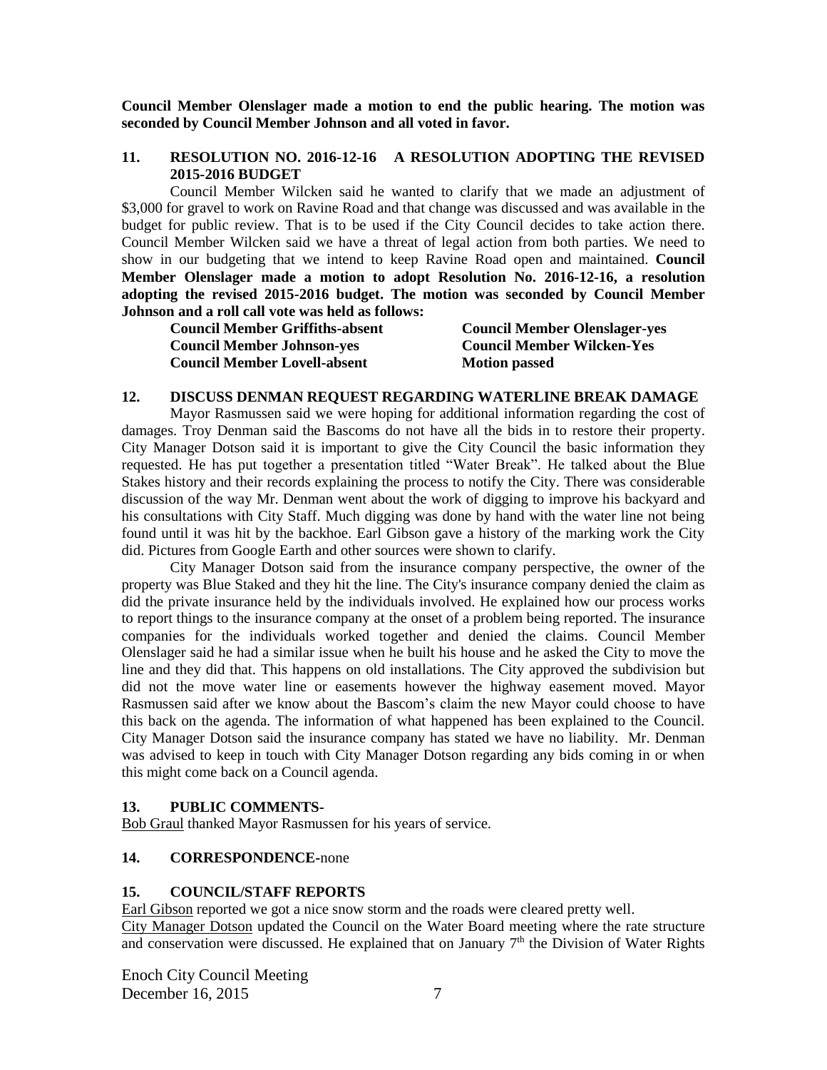**Council Member Olenslager made a motion to end the public hearing. The motion was seconded by Council Member Johnson and all voted in favor.**

## 11. RESOLUTION NO. 2016-12-16 A RESOLUTION ADOPTING THE REVISED 2015-2016 BUDGET

Council Member Wilcken said he wanted to clarify that we made an adjustment of \$3,000 for gravel to work on Ravine Road and that change was discussed and was available in the budget for public review. That is to be used if the City Council decides to take action there. Council Member Wilcken said we have a threat of legal action from both parties. We need to show in our budgeting that we intend to keep Ravine Road open and maintained. **Council Member Olenslager made a motion to adopt Resolution No. 2016-12-16, a resolution adopting the revised 2015-2016 budget. The motion was seconded by Council Member Johnson and a roll call vote was held as follows:**

**Council Member Griffiths-absent**
**Council Member Johnson-yes**
**Council Member Lovell-absent**
**Council Member Olenslager-yes**
**Council Member Wilcken-Yes**
**Motion passed**

## 12. DISCUSS DENMAN REQUEST REGARDING WATERLINE BREAK DAMAGE

Mayor Rasmussen said we were hoping for additional information regarding the cost of damages. Troy Denman said the Bascoms do not have all the bids in to restore their property. City Manager Dotson said it is important to give the City Council the basic information they requested. He has put together a presentation titled "Water Break". He talked about the Blue Stakes history and their records explaining the process to notify the City. There was considerable discussion of the way Mr. Denman went about the work of digging to improve his backyard and his consultations with City Staff. Much digging was done by hand with the water line not being found until it was hit by the backhoe. Earl Gibson gave a history of the marking work the City did. Pictures from Google Earth and other sources were shown to clarify.

City Manager Dotson said from the insurance company perspective, the owner of the property was Blue Staked and they hit the line. The City's insurance company denied the claim as did the private insurance held by the individuals involved. He explained how our process works to report things to the insurance company at the onset of a problem being reported. The insurance companies for the individuals worked together and denied the claims. Council Member Olenslager said he had a similar issue when he built his house and he asked the City to move the line and they did that. This happens on old installations. The City approved the subdivision but did not the move water line or easements however the highway easement moved. Mayor Rasmussen said after we know about the Bascom's claim the new Mayor could choose to have this back on the agenda. The information of what happened has been explained to the Council. City Manager Dotson said the insurance company has stated we have no liability. Mr. Denman was advised to keep in touch with City Manager Dotson regarding any bids coming in or when this might come back on a Council agenda.

## 13. PUBLIC COMMENTS-

Bob Graul thanked Mayor Rasmussen for his years of service.

## 14. CORRESPONDENCE-none

## 15. COUNCIL/STAFF REPORTS

Earl Gibson reported we got a nice snow storm and the roads were cleared pretty well.

City Manager Dotson updated the Council on the Water Board meeting where the rate structure and conservation were discussed. He explained that on January 7th the Division of Water Rights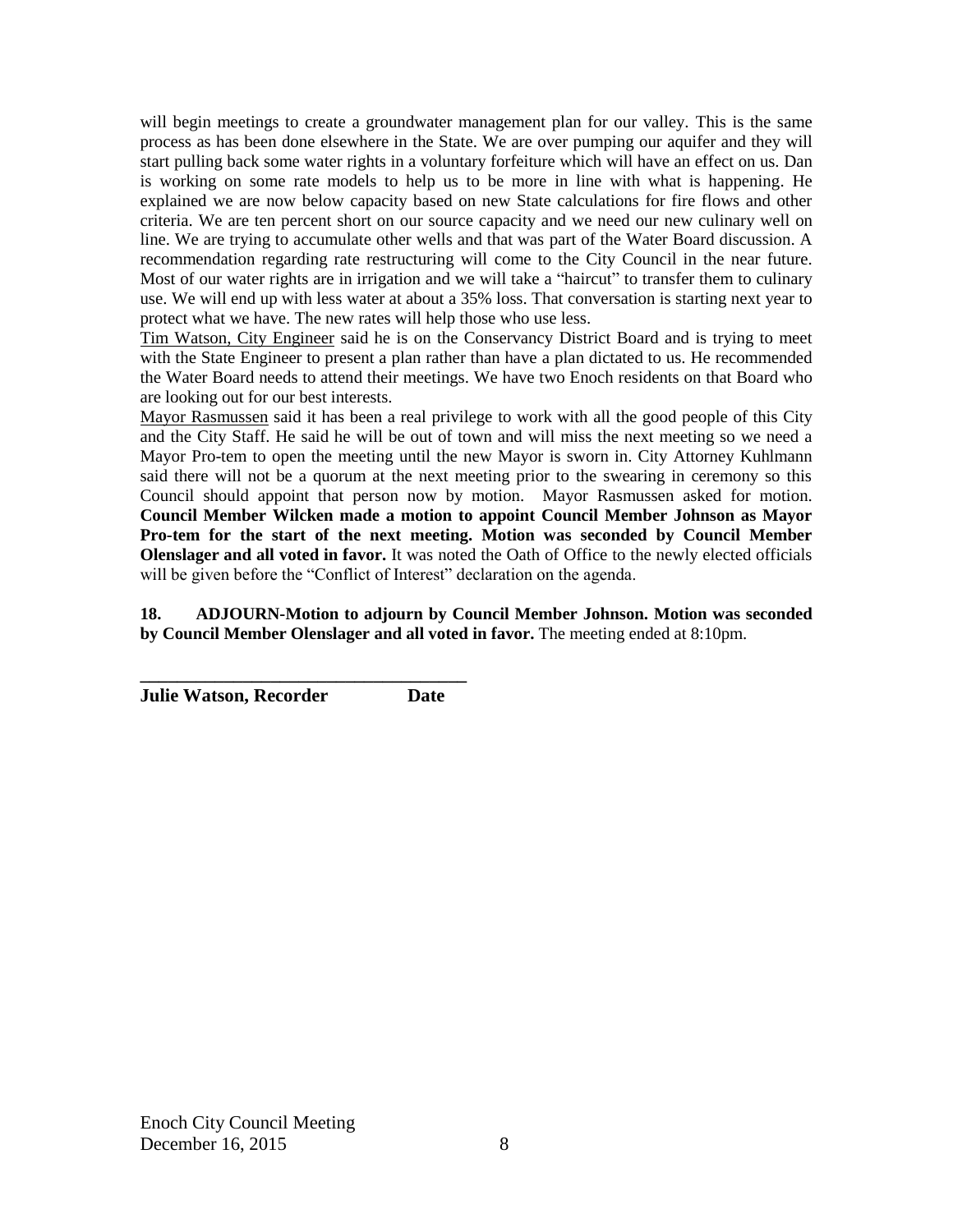will begin meetings to create a groundwater management plan for our valley. This is the same process as has been done elsewhere in the State. We are over pumping our aquifer and they will start pulling back some water rights in a voluntary forfeiture which will have an effect on us. Dan is working on some rate models to help us to be more in line with what is happening. He explained we are now below capacity based on new State calculations for fire flows and other criteria. We are ten percent short on our source capacity and we need our new culinary well on line. We are trying to accumulate other wells and that was part of the Water Board discussion. A recommendation regarding rate restructuring will come to the City Council in the near future. Most of our water rights are in irrigation and we will take a "haircut" to transfer them to culinary use. We will end up with less water at about a 35% loss. That conversation is starting next year to protect what we have. The new rates will help those who use less.

Tim Watson, City Engineer said he is on the Conservancy District Board and is trying to meet with the State Engineer to present a plan rather than have a plan dictated to us. He recommended the Water Board needs to attend their meetings. We have two Enoch residents on that Board who are looking out for our best interests.

Mayor Rasmussen said it has been a real privilege to work with all the good people of this City and the City Staff. He said he will be out of town and will miss the next meeting so we need a Mayor Pro-tem to open the meeting until the new Mayor is sworn in. City Attorney Kuhlmann said there will not be a quorum at the next meeting prior to the swearing in ceremony so this Council should appoint that person now by motion. Mayor Rasmussen asked for motion. **Council Member Wilcken made a motion to appoint Council Member Johnson as Mayor Pro-tem for the start of the next meeting. Motion was seconded by Council Member Olenslager and all voted in favor.** It was noted the Oath of Office to the newly elected officials will be given before the "Conflict of Interest" declaration on the agenda.

**18. ADJOURN-Motion to adjourn by Council Member Johnson. Motion was seconded by Council Member Olenslager and all voted in favor.** The meeting ended at 8:10pm.

\_\_\_\_\_\_\_\_\_\_\_\_\_\_\_\_\_\_\_\_\_\_\_\_\_\_\_\_\_\_\_\_\_\_\_\_

**Julie Watson, Recorder Date**